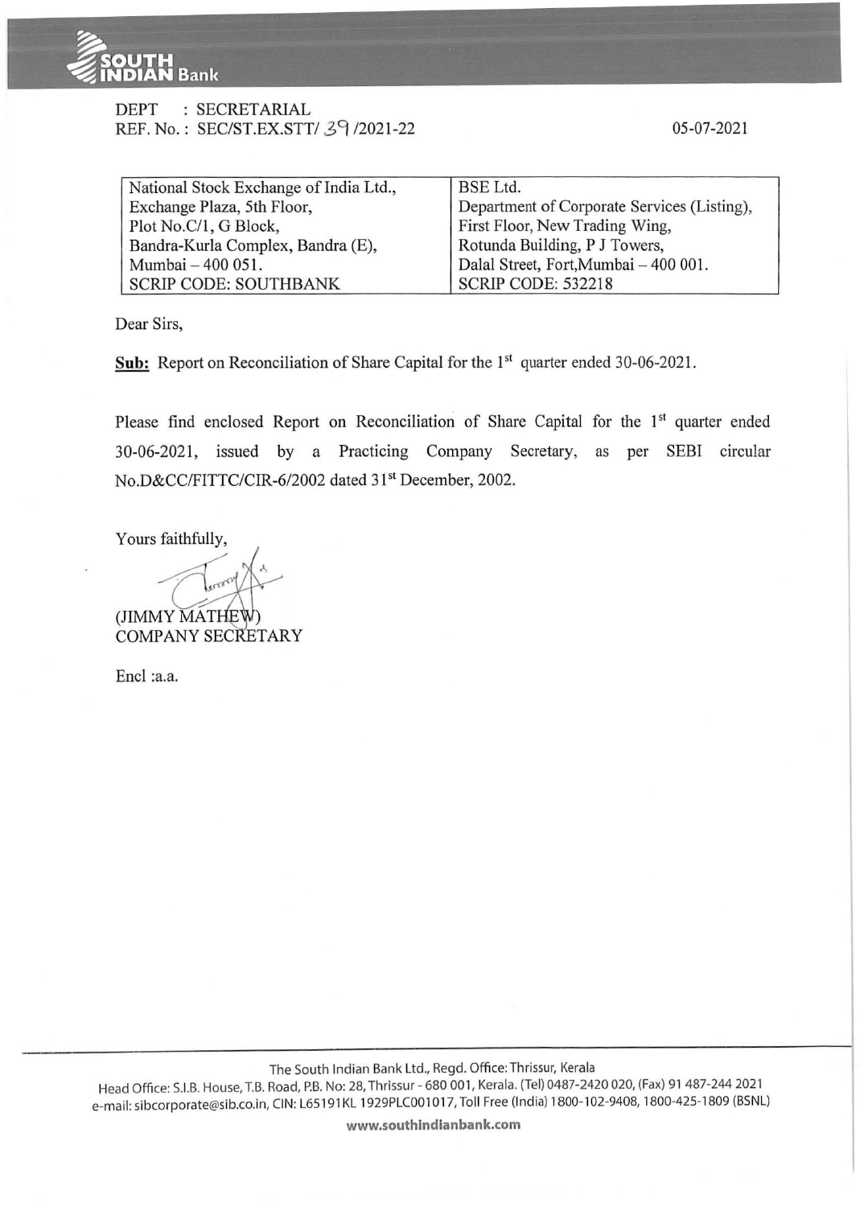DEPT : SECRETARIAL
REF. No. : SEC/ST.EX.STT/ 39 /2021-22

05-07-2021

| National Stock Exchange of India Ltd., | BSE Ltd. |
|---|---|
| Exchange Plaza, 5th Floor, | Department of Corporate Services (Listing), |
| Plot No.C/1, G Block, | First Floor, New Trading Wing, |
| Bandra-Kurla Complex, Bandra (E), | Rotunda Building, P J Towers, |
| Mumbai – 400 051. | Dalal Street, Fort,Mumbai – 400 001. |
| SCRIP CODE: SOUTHBANK | SCRIP CODE: 532218 |

Dear Sirs,

**Sub:** Report on Reconciliation of Share Capital for the 1st quarter ended 30-06-2021.

Please find enclosed Report on Reconciliation of Share Capital for the 1st quarter ended 30-06-2021, issued by a Practicing Company Secretary, as per SEBI circular No.D&CC/FITTC/CIR-6/2002 dated 31st December, 2002.

Yours faithfully,

(JIMMY MATHEW)
COMPANY SECRETARY

Encl :a.a.

The South Indian Bank Ltd., Regd. Office: Thrissur, Kerala
Head Office: S.I.B. House, T.B. Road, P.B. No: 28, Thrissur - 680 001, Kerala. (Tel) 0487-2420 020, (Fax) 91 487-244 2021
e-mail: sibcorporate@sib.co.in, CIN: L65191KL 1929PLC001017, Toll Free (India) 1800-102-9408, 1800-425-1809 (BSNL)
www.southindianbank.com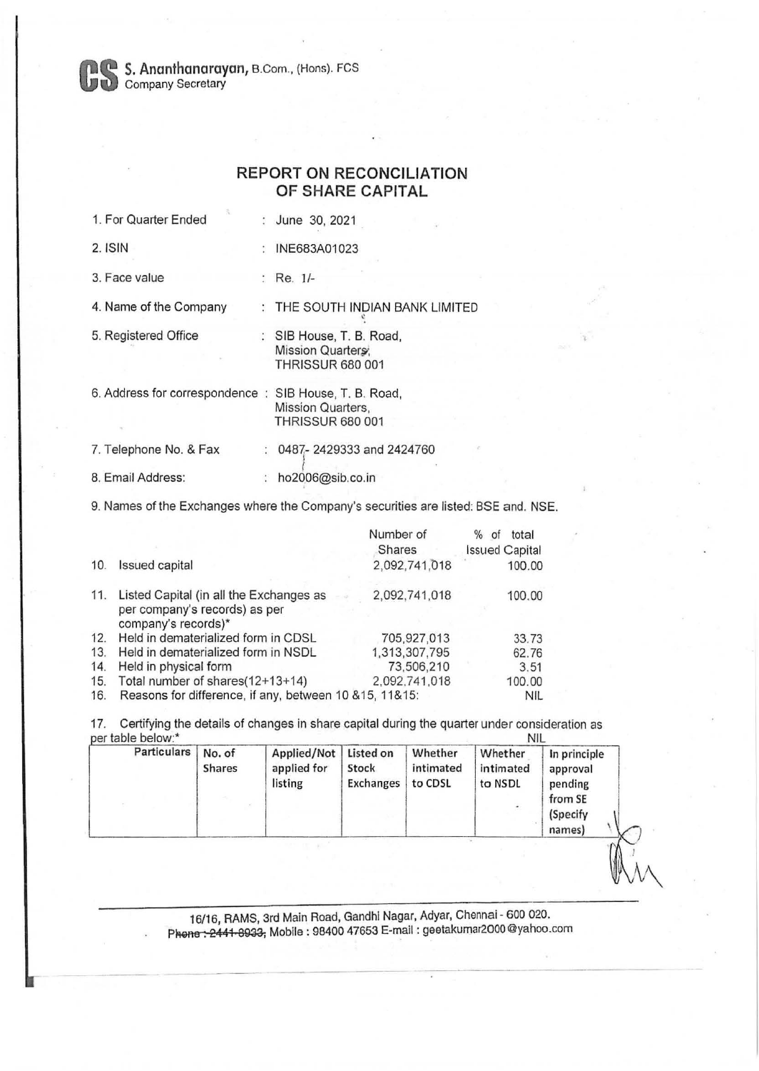**S. Ananthanarayan**, B.Com., (Hons). FCS
Company Secretary

## REPORT ON RECONCILIATION OF SHARE CAPITAL

1. For Quarter Ended : June 30, 2021
2. ISIN : INE683A01023
3. Face value : Re. 1/-
4. Name of the Company : THE SOUTH INDIAN BANK LIMITED
5. Registered Office : SIB House, T. B. Road, Mission Quarters, THRISSUR 680 001
6. Address for correspondence : SIB House, T. B. Road, Mission Quarters, THRISSUR 680 001
7. Telephone No. & Fax : 0487- 2429333 and 2424760
8. Email Address: : ho2006@sib.co.in
9. Names of the Exchanges where the Company's securities are listed: BSE and. NSE.

| | | Number of Shares | % of total Issued Capital |
|---|---|---|---|
| 10. | Issued capital | 2,092,741,018 | 100.00 |
| 11. | Listed Capital (in all the Exchanges as per company's records) as per company's records)* | 2,092,741,018 | 100.00 |
| 12. | Held in dematerialized form in CDSL | 705,927,013 | 33.73 |
| 13. | Held in dematerialized form in NSDL | 1,313,307,795 | 62.76 |
| 14. | Held in physical form | 73,506,210 | 3.51 |
| 15. | Total number of shares(12+13+14) | 2,092,741,018 | 100.00 |
| 16. | Reasons for difference, if any, between 10 &15, 11&15: | | NIL |

17. Certifying the details of changes in share capital during the quarter under consideration as per table below:* NIL

| Particulars | No. of Shares | Applied/Not applied for listing | Listed on Stock Exchanges | Whether intimated to CDSL | Whether intimated to NSDL | In principle approval pending from SE (Specify names) |
|---|---|---|---|---|---|---|
| | | | | | | |

16/16, RAMS, 3rd Main Road, Gandhi Nagar, Adyar, Chennai - 600 020.
Phone : 2441-8933, Mobile : 98400 47653 E-mail : geetakumar2000@yahoo.com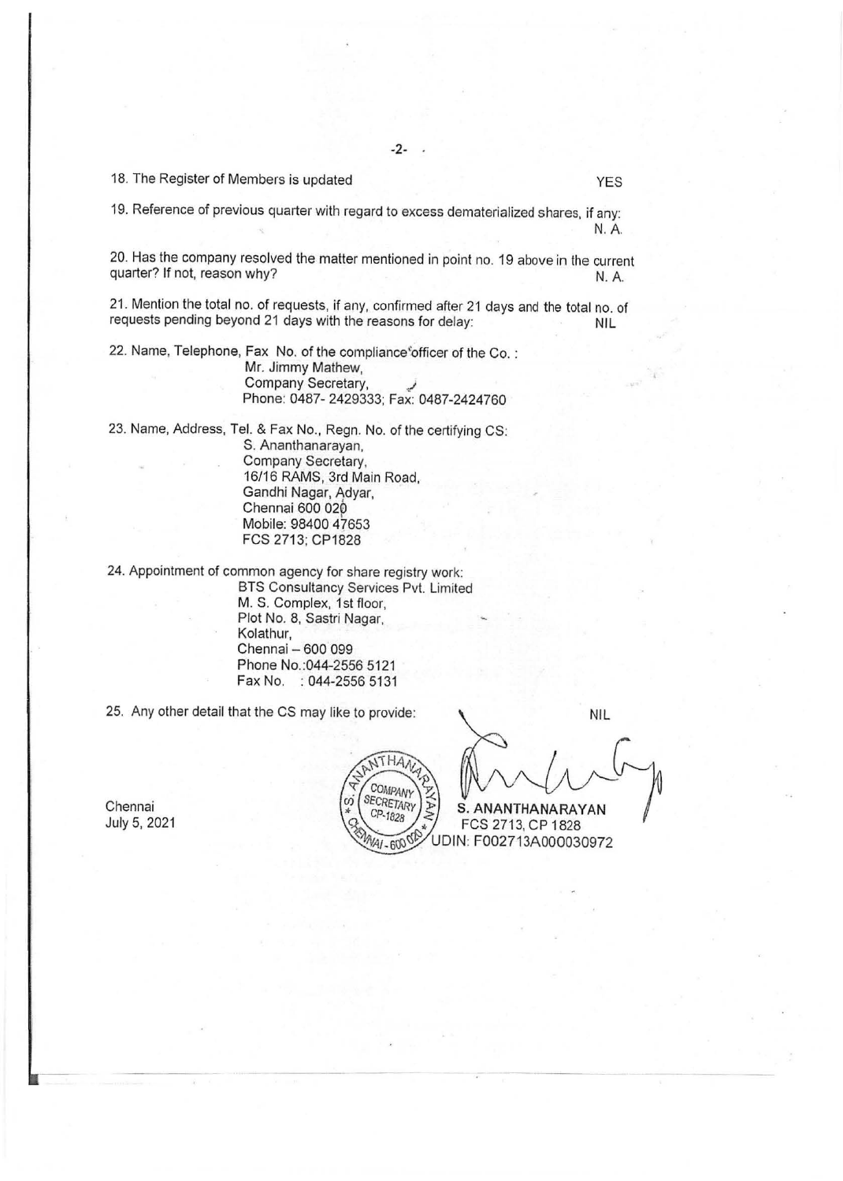18. The Register of Members is updated YES

19. Reference of previous quarter with regard to excess dematerialized shares, if any: N. A.

20. Has the company resolved the matter mentioned in point no. 19 above in the current quarter? If not, reason why? N. A.

21. Mention the total no. of requests, if any, confirmed after 21 days and the total no. of requests pending beyond 21 days with the reasons for delay: NIL

22. Name, Telephone, Fax No. of the compliance officer of the Co. :
Mr. Jimmy Mathew,
Company Secretary,
Phone: 0487- 2429333; Fax: 0487-2424760

23. Name, Address, Tel. & Fax No., Regn. No. of the certifying CS:
S. Ananthanarayan,
Company Secretary,
16/16 RAMS, 3rd Main Road,
Gandhi Nagar, Adyar,
Chennai 600 020
Mobile: 98400 47653
FCS 2713; CP1828

24. Appointment of common agency for share registry work:
BTS Consultancy Services Pvt. Limited
M. S. Complex, 1st floor,
Plot No. 8, Sastri Nagar,
Kolathur,
Chennai – 600 099
Phone No.:044-2556 5121
Fax No. : 044-2556 5131

25. Any other detail that the CS may like to provide: NIL

Chennai
July 5, 2021

S. ANANTHANARAYAN
FCS 2713, CP 1828
UDIN: F002713A000030972